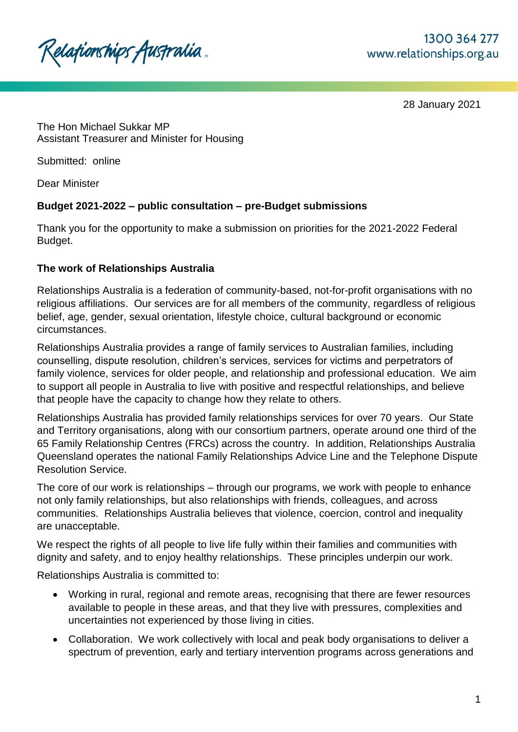Relationships Australia

1300 364 277
www.relationships.org.au

28 January 2021

The Hon Michael Sukkar MP
Assistant Treasurer and Minister for Housing

Submitted: online

Dear Minister

**Budget 2021-2022 – public consultation – pre-Budget submissions**

Thank you for the opportunity to make a submission on priorities for the 2021-2022 Federal Budget.

**The work of Relationships Australia**

Relationships Australia is a federation of community-based, not-for-profit organisations with no religious affiliations. Our services are for all members of the community, regardless of religious belief, age, gender, sexual orientation, lifestyle choice, cultural background or economic circumstances.

Relationships Australia provides a range of family services to Australian families, including counselling, dispute resolution, children's services, services for victims and perpetrators of family violence, services for older people, and relationship and professional education. We aim to support all people in Australia to live with positive and respectful relationships, and believe that people have the capacity to change how they relate to others.

Relationships Australia has provided family relationships services for over 70 years. Our State and Territory organisations, along with our consortium partners, operate around one third of the 65 Family Relationship Centres (FRCs) across the country. In addition, Relationships Australia Queensland operates the national Family Relationships Advice Line and the Telephone Dispute Resolution Service.

The core of our work is relationships – through our programs, we work with people to enhance not only family relationships, but also relationships with friends, colleagues, and across communities. Relationships Australia believes that violence, coercion, control and inequality are unacceptable.

We respect the rights of all people to live life fully within their families and communities with dignity and safety, and to enjoy healthy relationships. These principles underpin our work.

Relationships Australia is committed to:

- Working in rural, regional and remote areas, recognising that there are fewer resources available to people in these areas, and that they live with pressures, complexities and uncertainties not experienced by those living in cities.
- Collaboration. We work collectively with local and peak body organisations to deliver a spectrum of prevention, early and tertiary intervention programs across generations and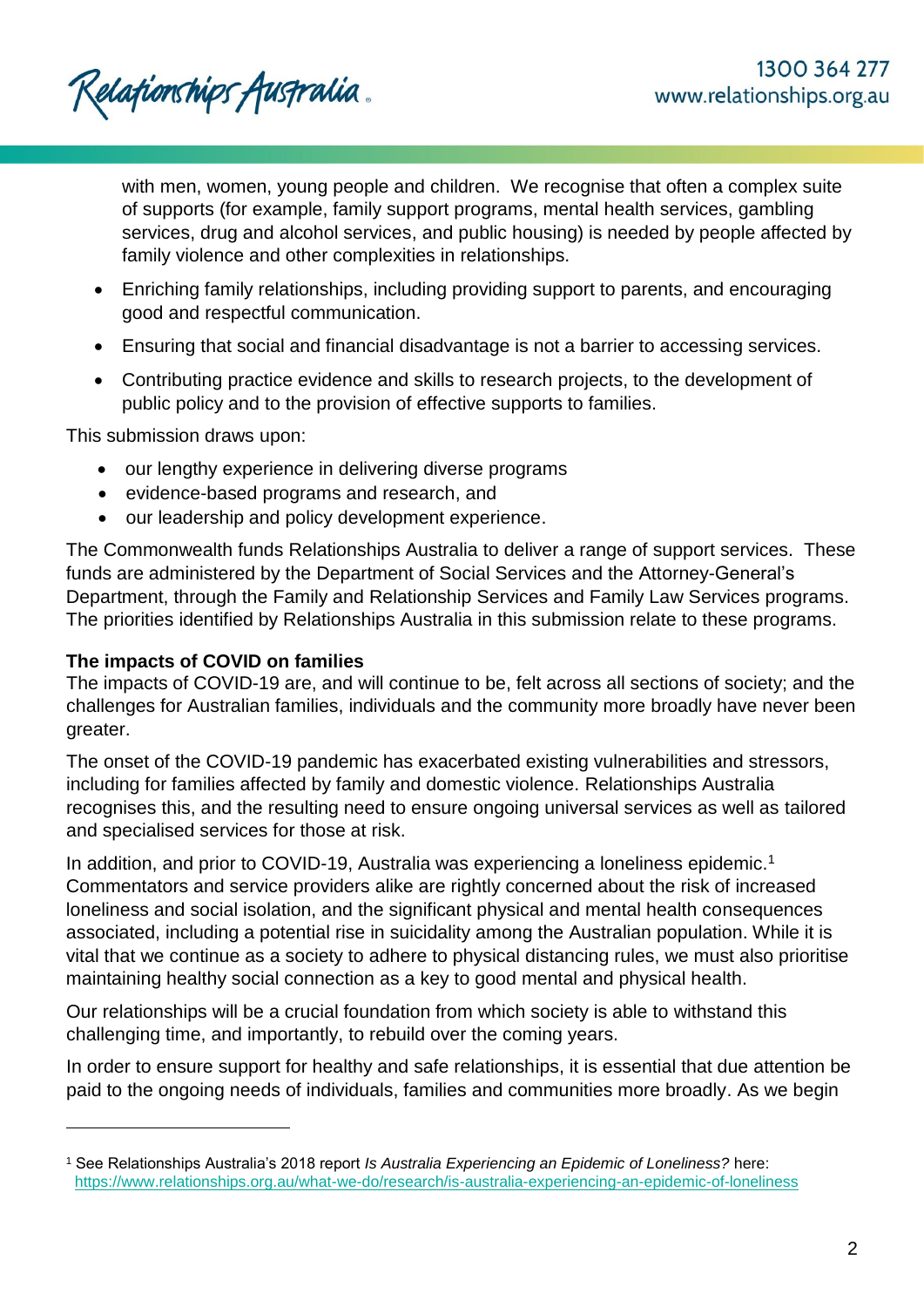with men, women, young people and children. We recognise that often a complex suite of supports (for example, family support programs, mental health services, gambling services, drug and alcohol services, and public housing) is needed by people affected by family violence and other complexities in relationships.

- Enriching family relationships, including providing support to parents, and encouraging good and respectful communication.
- Ensuring that social and financial disadvantage is not a barrier to accessing services.
- Contributing practice evidence and skills to research projects, to the development of public policy and to the provision of effective supports to families.

This submission draws upon:

- our lengthy experience in delivering diverse programs
- evidence-based programs and research, and
- our leadership and policy development experience.

The Commonwealth funds Relationships Australia to deliver a range of support services. These funds are administered by the Department of Social Services and the Attorney-General's Department, through the Family and Relationship Services and Family Law Services programs. The priorities identified by Relationships Australia in this submission relate to these programs.

**The impacts of COVID on families**

The impacts of COVID-19 are, and will continue to be, felt across all sections of society; and the challenges for Australian families, individuals and the community more broadly have never been greater.

The onset of the COVID-19 pandemic has exacerbated existing vulnerabilities and stressors, including for families affected by family and domestic violence. Relationships Australia recognises this, and the resulting need to ensure ongoing universal services as well as tailored and specialised services for those at risk.

In addition, and prior to COVID-19, Australia was experiencing a loneliness epidemic.[1] Commentators and service providers alike are rightly concerned about the risk of increased loneliness and social isolation, and the significant physical and mental health consequences associated, including a potential rise in suicidality among the Australian population. While it is vital that we continue as a society to adhere to physical distancing rules, we must also prioritise maintaining healthy social connection as a key to good mental and physical health.

Our relationships will be a crucial foundation from which society is able to withstand this challenging time, and importantly, to rebuild over the coming years.

In order to ensure support for healthy and safe relationships, it is essential that due attention be paid to the ongoing needs of individuals, families and communities more broadly. As we begin

---

[1] See Relationships Australia's 2018 report *Is Australia Experiencing an Epidemic of Loneliness?* here: https://www.relationships.org.au/what-we-do/research/is-australia-experiencing-an-epidemic-of-loneliness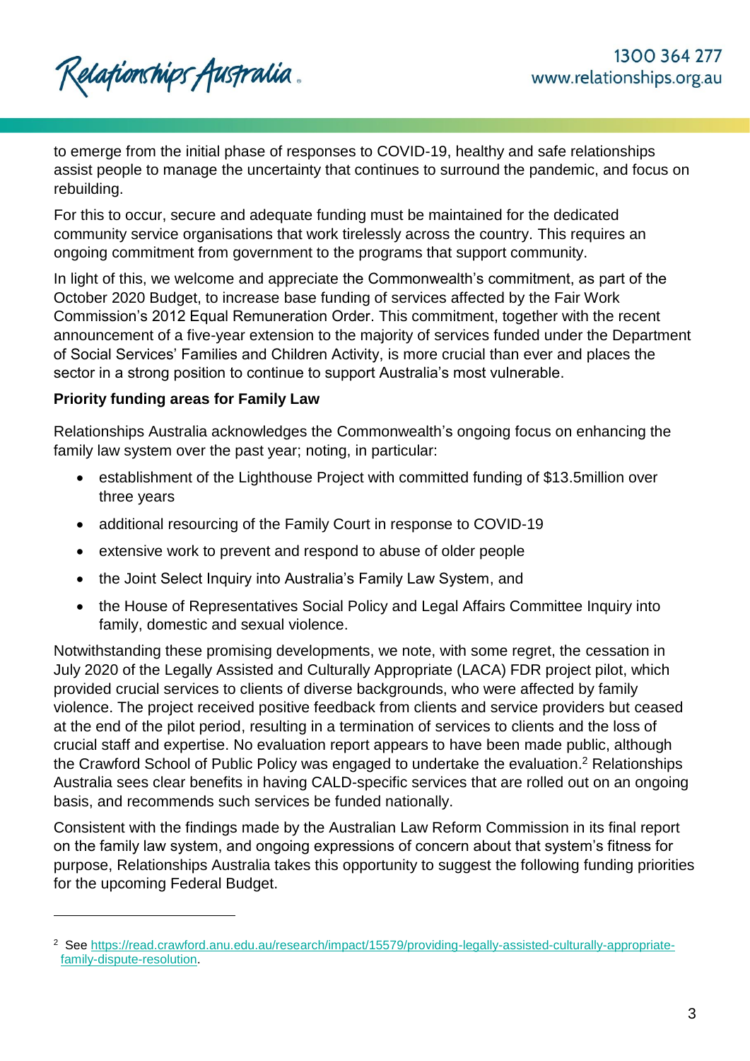to emerge from the initial phase of responses to COVID-19, healthy and safe relationships assist people to manage the uncertainty that continues to surround the pandemic, and focus on rebuilding.

For this to occur, secure and adequate funding must be maintained for the dedicated community service organisations that work tirelessly across the country. This requires an ongoing commitment from government to the programs that support community.

In light of this, we welcome and appreciate the Commonwealth's commitment, as part of the October 2020 Budget, to increase base funding of services affected by the Fair Work Commission's 2012 Equal Remuneration Order. This commitment, together with the recent announcement of a five-year extension to the majority of services funded under the Department of Social Services' Families and Children Activity, is more crucial than ever and places the sector in a strong position to continue to support Australia's most vulnerable.

**Priority funding areas for Family Law**

Relationships Australia acknowledges the Commonwealth's ongoing focus on enhancing the family law system over the past year; noting, in particular:

- establishment of the Lighthouse Project with committed funding of $13.5million over three years
- additional resourcing of the Family Court in response to COVID-19
- extensive work to prevent and respond to abuse of older people
- the Joint Select Inquiry into Australia's Family Law System, and
- the House of Representatives Social Policy and Legal Affairs Committee Inquiry into family, domestic and sexual violence.

Notwithstanding these promising developments, we note, with some regret, the cessation in July 2020 of the Legally Assisted and Culturally Appropriate (LACA) FDR project pilot, which provided crucial services to clients of diverse backgrounds, who were affected by family violence. The project received positive feedback from clients and service providers but ceased at the end of the pilot period, resulting in a termination of services to clients and the loss of crucial staff and expertise. No evaluation report appears to have been made public, although the Crawford School of Public Policy was engaged to undertake the evaluation.[2] Relationships Australia sees clear benefits in having CALD-specific services that are rolled out on an ongoing basis, and recommends such services be funded nationally.

Consistent with the findings made by the Australian Law Reform Commission in its final report on the family law system, and ongoing expressions of concern about that system's fitness for purpose, Relationships Australia takes this opportunity to suggest the following funding priorities for the upcoming Federal Budget.

---

[2] See https://read.crawford.anu.edu.au/research/impact/15579/providing-legally-assisted-culturally-appropriate-family-dispute-resolution.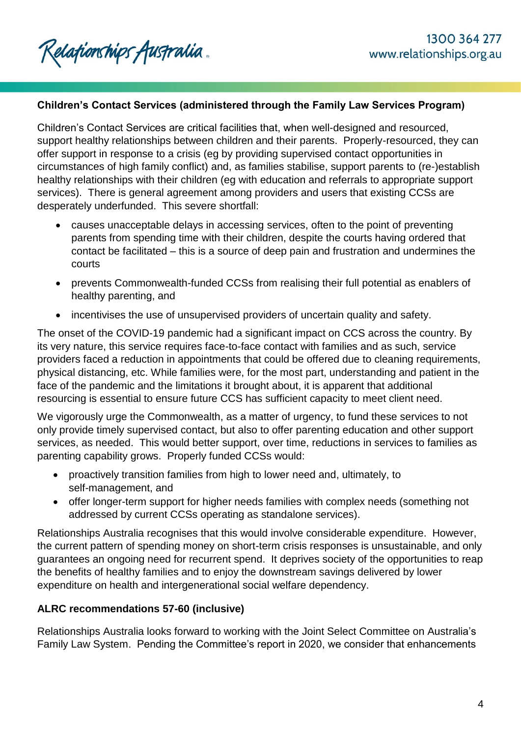**Children's Contact Services (administered through the Family Law Services Program)**

Children's Contact Services are critical facilities that, when well-designed and resourced, support healthy relationships between children and their parents. Properly-resourced, they can offer support in response to a crisis (eg by providing supervised contact opportunities in circumstances of high family conflict) and, as families stabilise, support parents to (re-)establish healthy relationships with their children (eg with education and referrals to appropriate support services). There is general agreement among providers and users that existing CCSs are desperately underfunded. This severe shortfall:

- causes unacceptable delays in accessing services, often to the point of preventing parents from spending time with their children, despite the courts having ordered that contact be facilitated – this is a source of deep pain and frustration and undermines the courts
- prevents Commonwealth-funded CCSs from realising their full potential as enablers of healthy parenting, and
- incentivises the use of unsupervised providers of uncertain quality and safety.

The onset of the COVID-19 pandemic had a significant impact on CCS across the country. By its very nature, this service requires face-to-face contact with families and as such, service providers faced a reduction in appointments that could be offered due to cleaning requirements, physical distancing, etc. While families were, for the most part, understanding and patient in the face of the pandemic and the limitations it brought about, it is apparent that additional resourcing is essential to ensure future CCS has sufficient capacity to meet client need.

We vigorously urge the Commonwealth, as a matter of urgency, to fund these services to not only provide timely supervised contact, but also to offer parenting education and other support services, as needed. This would better support, over time, reductions in services to families as parenting capability grows. Properly funded CCSs would:

- proactively transition families from high to lower need and, ultimately, to self-management, and
- offer longer-term support for higher needs families with complex needs (something not addressed by current CCSs operating as standalone services).

Relationships Australia recognises that this would involve considerable expenditure. However, the current pattern of spending money on short-term crisis responses is unsustainable, and only guarantees an ongoing need for recurrent spend. It deprives society of the opportunities to reap the benefits of healthy families and to enjoy the downstream savings delivered by lower expenditure on health and intergenerational social welfare dependency.

**ALRC recommendations 57-60 (inclusive)**

Relationships Australia looks forward to working with the Joint Select Committee on Australia's Family Law System. Pending the Committee's report in 2020, we consider that enhancements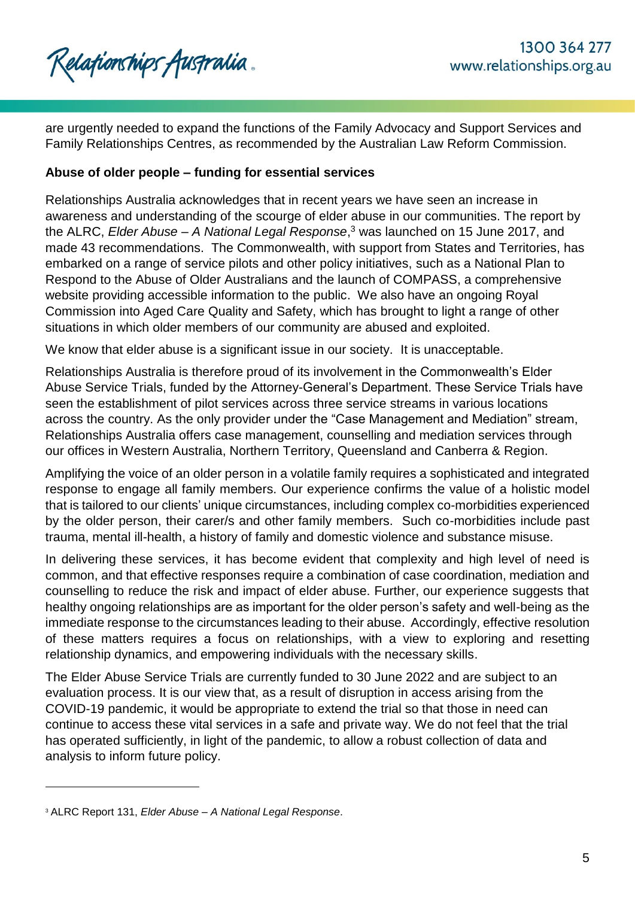are urgently needed to expand the functions of the Family Advocacy and Support Services and Family Relationships Centres, as recommended by the Australian Law Reform Commission.

**Abuse of older people – funding for essential services**

Relationships Australia acknowledges that in recent years we have seen an increase in awareness and understanding of the scourge of elder abuse in our communities. The report by the ALRC, *Elder Abuse – A National Legal Response*,[3] was launched on 15 June 2017, and made 43 recommendations. The Commonwealth, with support from States and Territories, has embarked on a range of service pilots and other policy initiatives, such as a National Plan to Respond to the Abuse of Older Australians and the launch of COMPASS, a comprehensive website providing accessible information to the public. We also have an ongoing Royal Commission into Aged Care Quality and Safety, which has brought to light a range of other situations in which older members of our community are abused and exploited.

We know that elder abuse is a significant issue in our society. It is unacceptable.

Relationships Australia is therefore proud of its involvement in the Commonwealth's Elder Abuse Service Trials, funded by the Attorney-General's Department. These Service Trials have seen the establishment of pilot services across three service streams in various locations across the country. As the only provider under the "Case Management and Mediation" stream, Relationships Australia offers case management, counselling and mediation services through our offices in Western Australia, Northern Territory, Queensland and Canberra & Region.

Amplifying the voice of an older person in a volatile family requires a sophisticated and integrated response to engage all family members. Our experience confirms the value of a holistic model that is tailored to our clients' unique circumstances, including complex co-morbidities experienced by the older person, their carer/s and other family members. Such co-morbidities include past trauma, mental ill-health, a history of family and domestic violence and substance misuse.

In delivering these services, it has become evident that complexity and high level of need is common, and that effective responses require a combination of case coordination, mediation and counselling to reduce the risk and impact of elder abuse. Further, our experience suggests that healthy ongoing relationships are as important for the older person's safety and well-being as the immediate response to the circumstances leading to their abuse. Accordingly, effective resolution of these matters requires a focus on relationships, with a view to exploring and resetting relationship dynamics, and empowering individuals with the necessary skills.

The Elder Abuse Service Trials are currently funded to 30 June 2022 and are subject to an evaluation process. It is our view that, as a result of disruption in access arising from the COVID-19 pandemic, it would be appropriate to extend the trial so that those in need can continue to access these vital services in a safe and private way. We do not feel that the trial has operated sufficiently, in light of the pandemic, to allow a robust collection of data and analysis to inform future policy.

---

[3] ALRC Report 131, *Elder Abuse – A National Legal Response*.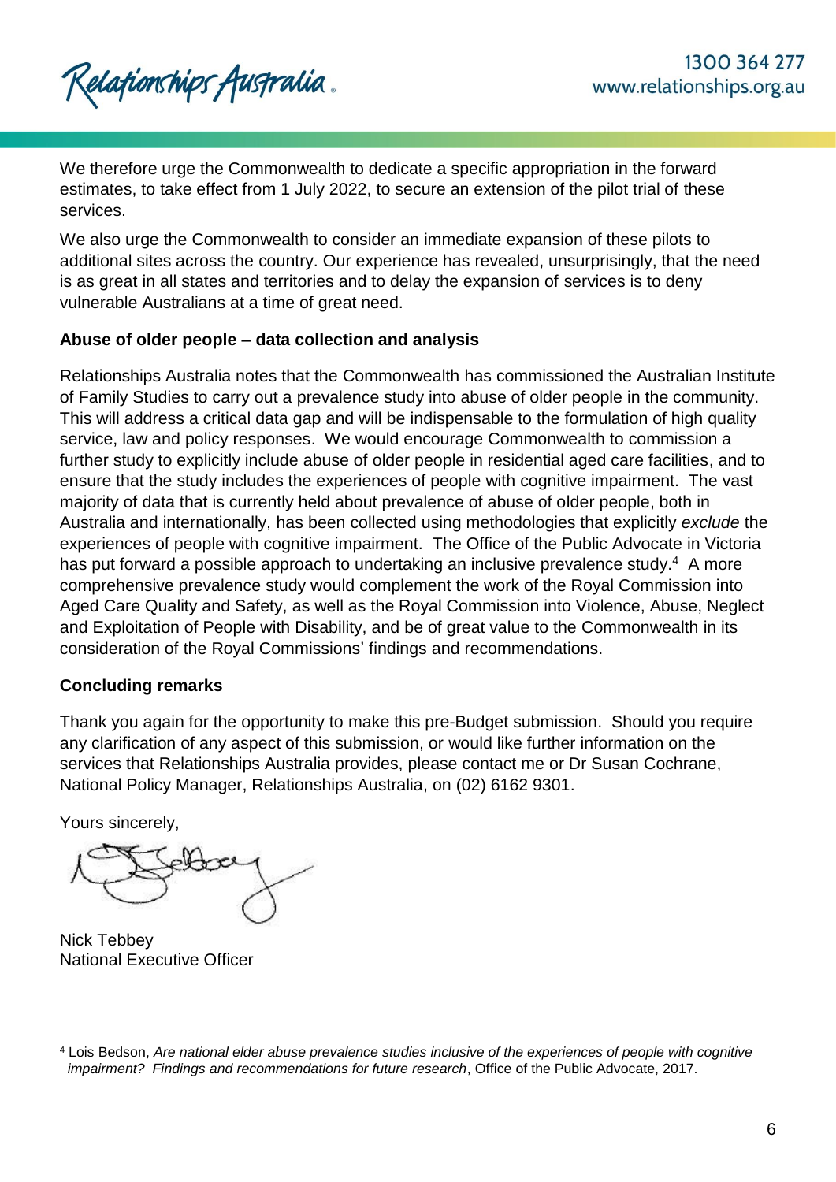We therefore urge the Commonwealth to dedicate a specific appropriation in the forward estimates, to take effect from 1 July 2022, to secure an extension of the pilot trial of these services.

We also urge the Commonwealth to consider an immediate expansion of these pilots to additional sites across the country. Our experience has revealed, unsurprisingly, that the need is as great in all states and territories and to delay the expansion of services is to deny vulnerable Australians at a time of great need.

**Abuse of older people – data collection and analysis**

Relationships Australia notes that the Commonwealth has commissioned the Australian Institute of Family Studies to carry out a prevalence study into abuse of older people in the community. This will address a critical data gap and will be indispensable to the formulation of high quality service, law and policy responses. We would encourage Commonwealth to commission a further study to explicitly include abuse of older people in residential aged care facilities, and to ensure that the study includes the experiences of people with cognitive impairment. The vast majority of data that is currently held about prevalence of abuse of older people, both in Australia and internationally, has been collected using methodologies that explicitly *exclude* the experiences of people with cognitive impairment. The Office of the Public Advocate in Victoria has put forward a possible approach to undertaking an inclusive prevalence study.[4] A more comprehensive prevalence study would complement the work of the Royal Commission into Aged Care Quality and Safety, as well as the Royal Commission into Violence, Abuse, Neglect and Exploitation of People with Disability, and be of great value to the Commonwealth in its consideration of the Royal Commissions' findings and recommendations.

**Concluding remarks**

Thank you again for the opportunity to make this pre-Budget submission. Should you require any clarification of any aspect of this submission, or would like further information on the services that Relationships Australia provides, please contact me or Dr Susan Cochrane, National Policy Manager, Relationships Australia, on (02) 6162 9301.

Yours sincerely,

Nick Tebbey
National Executive Officer

[4] Lois Bedson, *Are national elder abuse prevalence studies inclusive of the experiences of people with cognitive impairment? Findings and recommendations for future research*, Office of the Public Advocate, 2017.